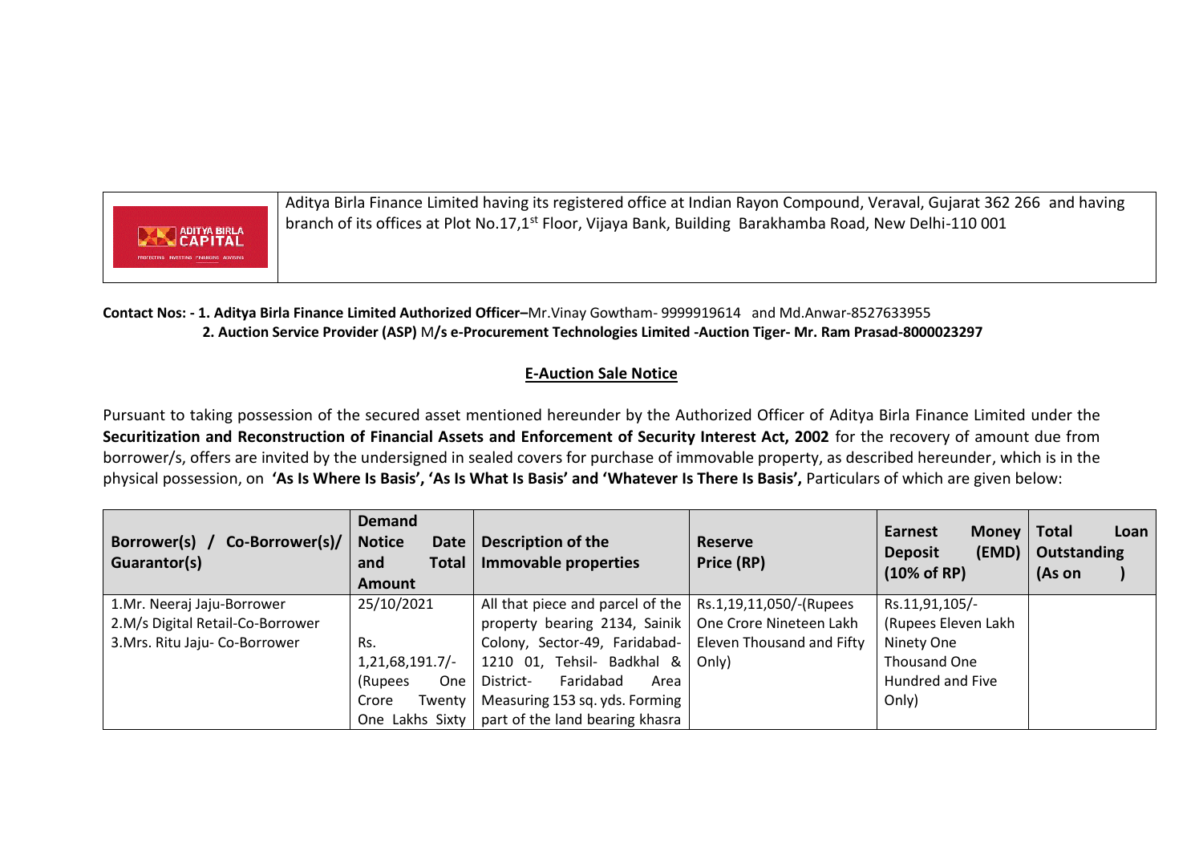| | Aditya Birla Finance Limited having its registered office at Indian Rayon Compound, Veraval, Gujarat 362 266 and having branch of its offices at Plot No.17,1st Floor, Vijaya Bank, Building Barakhamba Road, New Delhi-110 001 |
|---|---|

**Contact Nos: - 1. Aditya Birla Finance Limited Authorized Officer–**Mr.Vinay Gowtham- 9999919614 and Md.Anwar-8527633955
**2. Auction Service Provider (ASP)** M**/s e-Procurement Technologies Limited -Auction Tiger- Mr. Ram Prasad-8000023297**

## E-Auction Sale Notice

Pursuant to taking possession of the secured asset mentioned hereunder by the Authorized Officer of Aditya Birla Finance Limited under the **Securitization and Reconstruction of Financial Assets and Enforcement of Security Interest Act, 2002** for the recovery of amount due from borrower/s, offers are invited by the undersigned in sealed covers for purchase of immovable property, as described hereunder, which is in the physical possession, on **'As Is Where Is Basis', 'As Is What Is Basis' and 'Whatever Is There Is Basis',** Particulars of which are given below:

| Borrower(s) / Co-Borrower(s)/ Guarantor(s) | Demand Notice Date and Total Amount | Description of the Immovable properties | Reserve Price (RP) | Earnest Money Deposit (EMD) (10% of RP) | Total Loan Outstanding (As on ) |
|---|---|---|---|---|---|
| 1.Mr. Neeraj Jaju-Borrower<br>2.M/s Digital Retail-Co-Borrower<br>3.Mrs. Ritu Jaju- Co-Borrower | 25/10/2021<br><br>Rs. 1,21,68,191.7/- (Rupees One Crore Twenty One Lakhs Sixty | All that piece and parcel of the property bearing 2134, Sainik Colony, Sector-49, Faridabad-1210 01, Tehsil- Badkhal & District- Faridabad Area Measuring 153 sq. yds. Forming part of the land bearing khasra | Rs.1,19,11,050/-(Rupees One Crore Nineteen Lakh Eleven Thousand and Fifty Only) | Rs.11,91,105/- (Rupees Eleven Lakh Ninety One Thousand One Hundred and Five Only) | |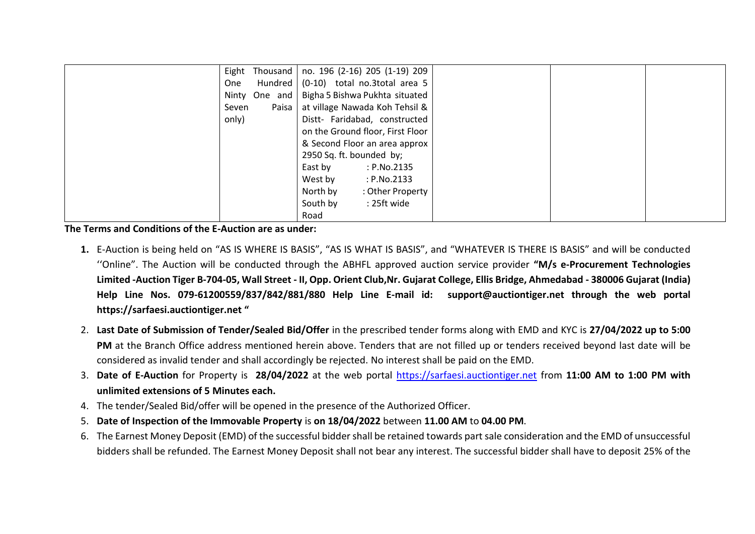|  | Eight Thousand One Hundred Ninty One and Seven Paisa only) | no. 196 (2-16) 205 (1-19) 209 (0-10) total no.3total area 5 Bigha 5 Bishwa Pukhta situated at village Nawada Koh Tehsil & Distt- Faridabad, constructed on the Ground floor, First Floor & Second Floor an area approx 2950 Sq. ft. bounded by;<br>East by : P.No.2135<br>West by : P.No.2133<br>North by : Other Property<br>South by : 25ft wide Road |  |  |  |
|---|---|---|---|---|---|

**The Terms and Conditions of the E-Auction are as under:**

1. E-Auction is being held on "AS IS WHERE IS BASIS", "AS IS WHAT IS BASIS", and "WHATEVER IS THERE IS BASIS" and will be conducted ''Online". The Auction will be conducted through the ABHFL approved auction service provider **"M/s e-Procurement Technologies Limited -Auction Tiger B-704-05, Wall Street - II, Opp. Orient Club,Nr. Gujarat College, Ellis Bridge, Ahmedabad - 380006 Gujarat (India) Help Line Nos. 079-61200559/837/842/881/880 Help Line E-mail id: support@auctiontiger.net through the web portal https://sarfaesi.auctiontiger.net "**
2. **Last Date of Submission of Tender/Sealed Bid/Offer** in the prescribed tender forms along with EMD and KYC is **27/04/2022 up to 5:00 PM** at the Branch Office address mentioned herein above. Tenders that are not filled up or tenders received beyond last date will be considered as invalid tender and shall accordingly be rejected. No interest shall be paid on the EMD.
3. **Date of E-Auction** for Property is **28/04/2022** at the web portal https://sarfaesi.auctiontiger.net from **11:00 AM to 1:00 PM with unlimited extensions of 5 Minutes each.**
4. The tender/Sealed Bid/offer will be opened in the presence of the Authorized Officer.
5. **Date of Inspection of the Immovable Property** is **on 18/04/2022** between **11.00 AM** to **04.00 PM**.
6. The Earnest Money Deposit (EMD) of the successful bidder shall be retained towards part sale consideration and the EMD of unsuccessful bidders shall be refunded. The Earnest Money Deposit shall not bear any interest. The successful bidder shall have to deposit 25% of the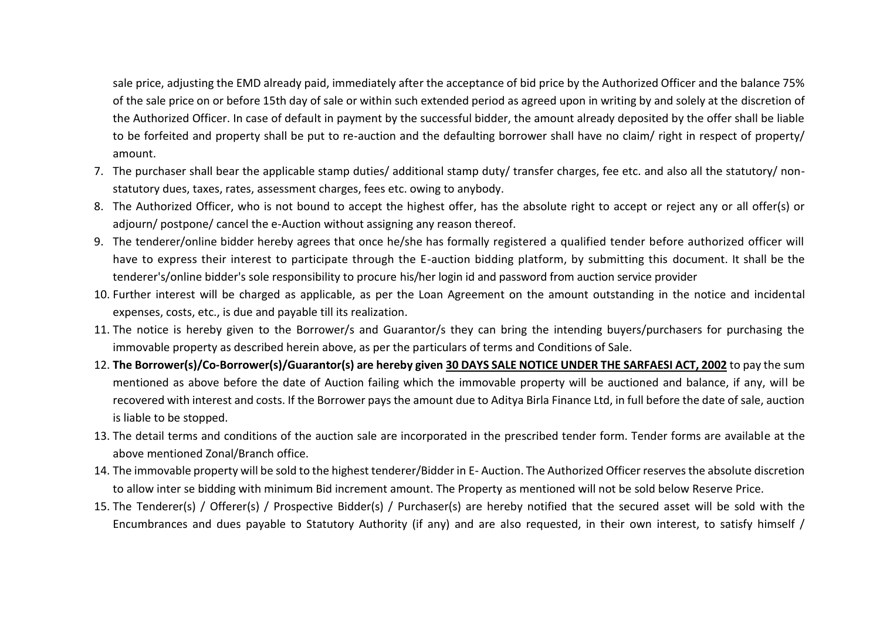sale price, adjusting the EMD already paid, immediately after the acceptance of bid price by the Authorized Officer and the balance 75% of the sale price on or before 15th day of sale or within such extended period as agreed upon in writing by and solely at the discretion of the Authorized Officer. In case of default in payment by the successful bidder, the amount already deposited by the offer shall be liable to be forfeited and property shall be put to re-auction and the defaulting borrower shall have no claim/ right in respect of property/ amount.

7. The purchaser shall bear the applicable stamp duties/ additional stamp duty/ transfer charges, fee etc. and also all the statutory/ non-statutory dues, taxes, rates, assessment charges, fees etc. owing to anybody.
8. The Authorized Officer, who is not bound to accept the highest offer, has the absolute right to accept or reject any or all offer(s) or adjourn/ postpone/ cancel the e-Auction without assigning any reason thereof.
9. The tenderer/online bidder hereby agrees that once he/she has formally registered a qualified tender before authorized officer will have to express their interest to participate through the E-auction bidding platform, by submitting this document. It shall be the tenderer's/online bidder's sole responsibility to procure his/her login id and password from auction service provider
10. Further interest will be charged as applicable, as per the Loan Agreement on the amount outstanding in the notice and incidental expenses, costs, etc., is due and payable till its realization.
11. The notice is hereby given to the Borrower/s and Guarantor/s they can bring the intending buyers/purchasers for purchasing the immovable property as described herein above, as per the particulars of terms and Conditions of Sale.
12. **The Borrower(s)/Co-Borrower(s)/Guarantor(s) are hereby given <u>30 DAYS SALE NOTICE UNDER THE SARFAESI ACT, 2002</u>** to pay the sum mentioned as above before the date of Auction failing which the immovable property will be auctioned and balance, if any, will be recovered with interest and costs. If the Borrower pays the amount due to Aditya Birla Finance Ltd, in full before the date of sale, auction is liable to be stopped.
13. The detail terms and conditions of the auction sale are incorporated in the prescribed tender form. Tender forms are available at the above mentioned Zonal/Branch office.
14. The immovable property will be sold to the highest tenderer/Bidder in E- Auction. The Authorized Officer reserves the absolute discretion to allow inter se bidding with minimum Bid increment amount. The Property as mentioned will not be sold below Reserve Price.
15. The Tenderer(s) / Offerer(s) / Prospective Bidder(s) / Purchaser(s) are hereby notified that the secured asset will be sold with the Encumbrances and dues payable to Statutory Authority (if any) and are also requested, in their own interest, to satisfy himself /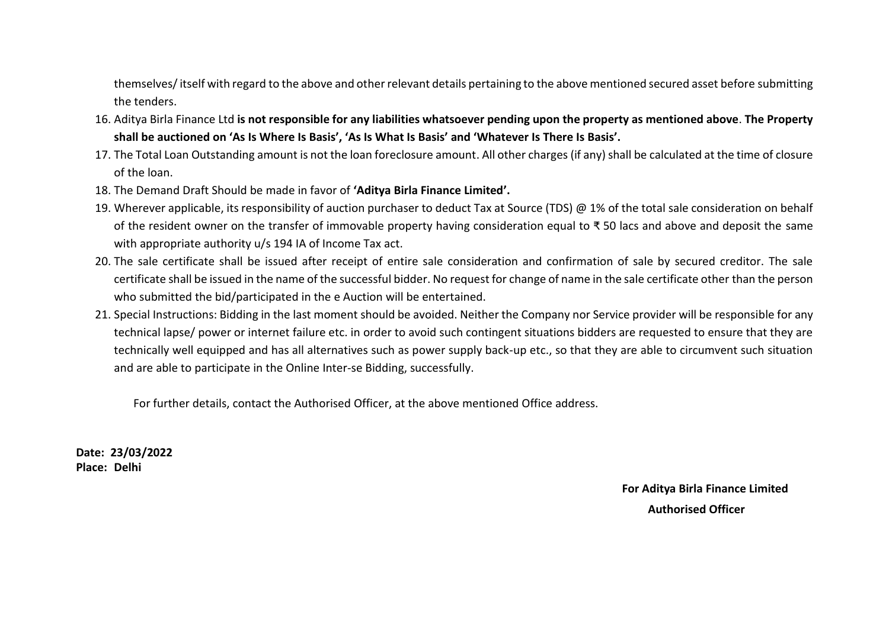themselves/ itself with regard to the above and other relevant details pertaining to the above mentioned secured asset before submitting the tenders.

16. Aditya Birla Finance Ltd **is not responsible for any liabilities whatsoever pending upon the property as mentioned above**. **The Property shall be auctioned on 'As Is Where Is Basis', 'As Is What Is Basis' and 'Whatever Is There Is Basis'.**
17. The Total Loan Outstanding amount is not the loan foreclosure amount. All other charges (if any) shall be calculated at the time of closure of the loan.
18. The Demand Draft Should be made in favor of **'Aditya Birla Finance Limited'.**
19. Wherever applicable, its responsibility of auction purchaser to deduct Tax at Source (TDS) @ 1% of the total sale consideration on behalf of the resident owner on the transfer of immovable property having consideration equal to ₹ 50 lacs and above and deposit the same with appropriate authority u/s 194 IA of Income Tax act.
20. The sale certificate shall be issued after receipt of entire sale consideration and confirmation of sale by secured creditor. The sale certificate shall be issued in the name of the successful bidder. No request for change of name in the sale certificate other than the person who submitted the bid/participated in the e Auction will be entertained.
21. Special Instructions: Bidding in the last moment should be avoided. Neither the Company nor Service provider will be responsible for any technical lapse/ power or internet failure etc. in order to avoid such contingent situations bidders are requested to ensure that they are technically well equipped and has all alternatives such as power supply back-up etc., so that they are able to circumvent such situation and are able to participate in the Online Inter-se Bidding, successfully.

For further details, contact the Authorised Officer, at the above mentioned Office address.

**Date: 23/03/2022**
**Place: Delhi**

**For Aditya Birla Finance Limited**
**Authorised Officer**